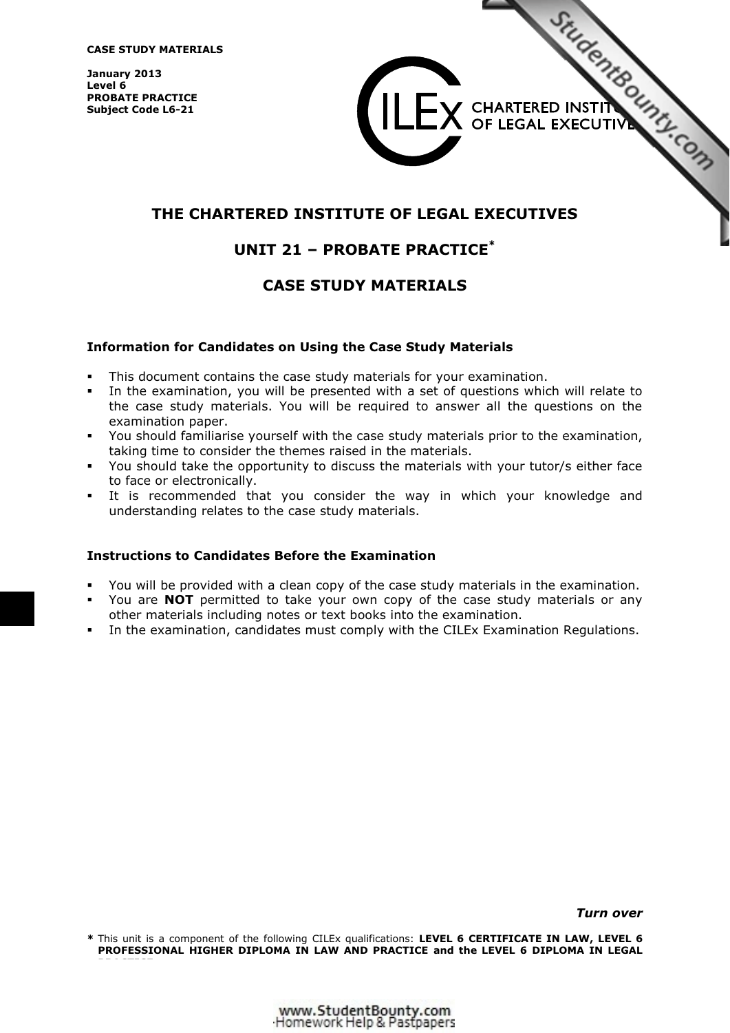**CASE STUDY MATERIALS**

**January 2013**
**Level 6**
**PROBATE PRACTICE**
**Subject Code L6-21**

CHARTERED INSTITUTE OF LEGAL EXECUTIVES

# THE CHARTERED INSTITUTE OF LEGAL EXECUTIVES

## UNIT 21 – PROBATE PRACTICE*

## CASE STUDY MATERIALS

### Information for Candidates on Using the Case Study Materials

- This document contains the case study materials for your examination.
- In the examination, you will be presented with a set of questions which will relate to the case study materials. You will be required to answer all the questions on the examination paper.
- You should familiarise yourself with the case study materials prior to the examination, taking time to consider the themes raised in the materials.
- You should take the opportunity to discuss the materials with your tutor/s either face to face or electronically.
- It is recommended that you consider the way in which your knowledge and understanding relates to the case study materials.

### Instructions to Candidates Before the Examination

- You will be provided with a clean copy of the case study materials in the examination.
- You are **NOT** permitted to take your own copy of the case study materials or any other materials including notes or text books into the examination.
- In the examination, candidates must comply with the CILEx Examination Regulations.

***Turn over***

\* This unit is a component of the following CILEx qualifications: **LEVEL 6 CERTIFICATE IN LAW, LEVEL 6 PROFESSIONAL HIGHER DIPLOMA IN LAW AND PRACTICE** and the **LEVEL 6 DIPLOMA IN LEGAL PRACTICE**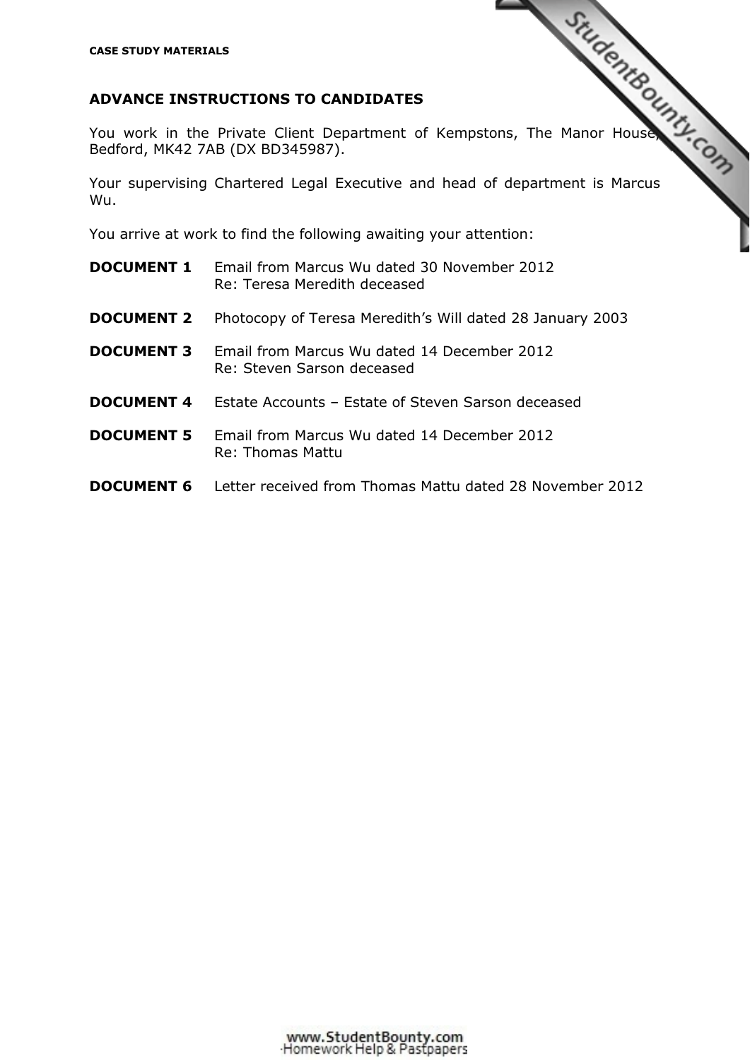**CASE STUDY MATERIALS**

## ADVANCE INSTRUCTIONS TO CANDIDATES

You work in the Private Client Department of Kempstons, The Manor House, Bedford, MK42 7AB (DX BD345987).

Your supervising Chartered Legal Executive and head of department is Marcus Wu.

You arrive at work to find the following awaiting your attention:

| | |
|---|---|
| **DOCUMENT 1** | Email from Marcus Wu dated 30 November 2012<br>Re: Teresa Meredith deceased |
| **DOCUMENT 2** | Photocopy of Teresa Meredith's Will dated 28 January 2003 |
| **DOCUMENT 3** | Email from Marcus Wu dated 14 December 2012<br>Re: Steven Sarson deceased |
| **DOCUMENT 4** | Estate Accounts – Estate of Steven Sarson deceased |
| **DOCUMENT 5** | Email from Marcus Wu dated 14 December 2012<br>Re: Thomas Mattu |
| **DOCUMENT 6** | Letter received from Thomas Mattu dated 28 November 2012 |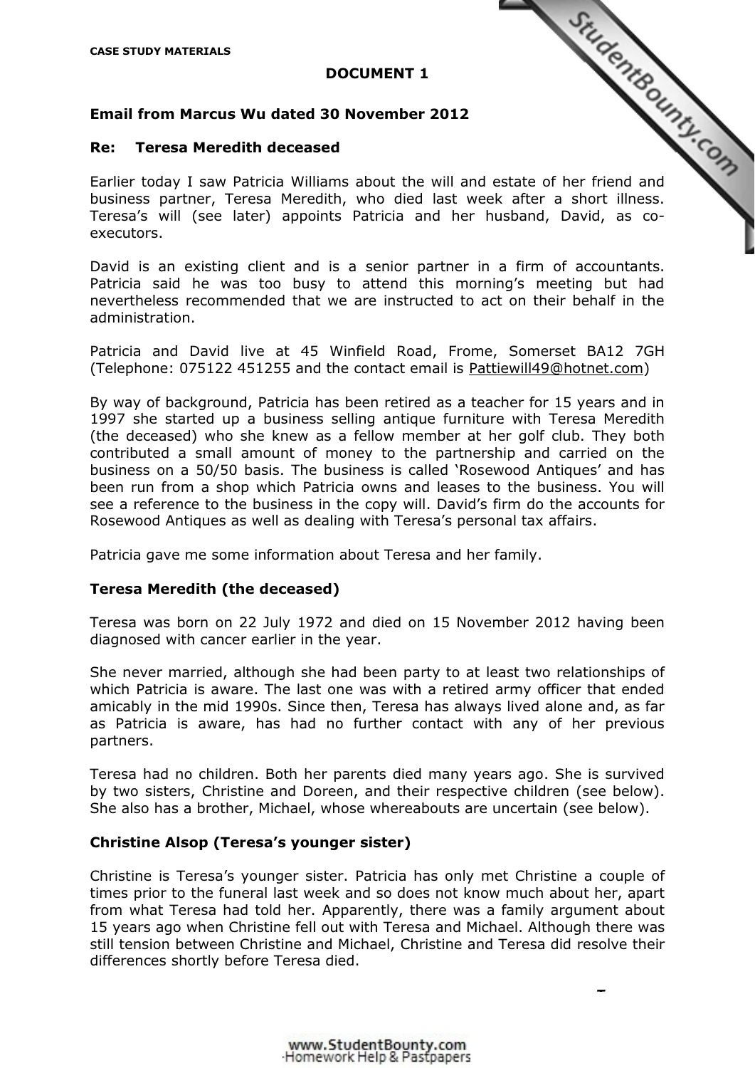**CASE STUDY MATERIALS**

**DOCUMENT 1**

**Email from Marcus Wu dated 30 November 2012**

**Re: Teresa Meredith deceased**

Earlier today I saw Patricia Williams about the will and estate of her friend and business partner, Teresa Meredith, who died last week after a short illness. Teresa's will (see later) appoints Patricia and her husband, David, as co-executors.

David is an existing client and is a senior partner in a firm of accountants. Patricia said he was too busy to attend this morning's meeting but had nevertheless recommended that we are instructed to act on their behalf in the administration.

Patricia and David live at 45 Winfield Road, Frome, Somerset BA12 7GH (Telephone: 075122 451255 and the contact email is Pattiewill49@hotnet.com)

By way of background, Patricia has been retired as a teacher for 15 years and in 1997 she started up a business selling antique furniture with Teresa Meredith (the deceased) who she knew as a fellow member at her golf club. They both contributed a small amount of money to the partnership and carried on the business on a 50/50 basis. The business is called 'Rosewood Antiques' and has been run from a shop which Patricia owns and leases to the business. You will see a reference to the business in the copy will. David's firm do the accounts for Rosewood Antiques as well as dealing with Teresa's personal tax affairs.

Patricia gave me some information about Teresa and her family.

**Teresa Meredith (the deceased)**

Teresa was born on 22 July 1972 and died on 15 November 2012 having been diagnosed with cancer earlier in the year.

She never married, although she had been party to at least two relationships of which Patricia is aware. The last one was with a retired army officer that ended amicably in the mid 1990s. Since then, Teresa has always lived alone and, as far as Patricia is aware, has had no further contact with any of her previous partners.

Teresa had no children. Both her parents died many years ago. She is survived by two sisters, Christine and Doreen, and their respective children (see below). She also has a brother, Michael, whose whereabouts are uncertain (see below).

**Christine Alsop (Teresa's younger sister)**

Christine is Teresa's younger sister. Patricia has only met Christine a couple of times prior to the funeral last week and so does not know much about her, apart from what Teresa had told her. Apparently, there was a family argument about 15 years ago when Christine fell out with Teresa and Michael. Although there was still tension between Christine and Michael, Christine and Teresa did resolve their differences shortly before Teresa died.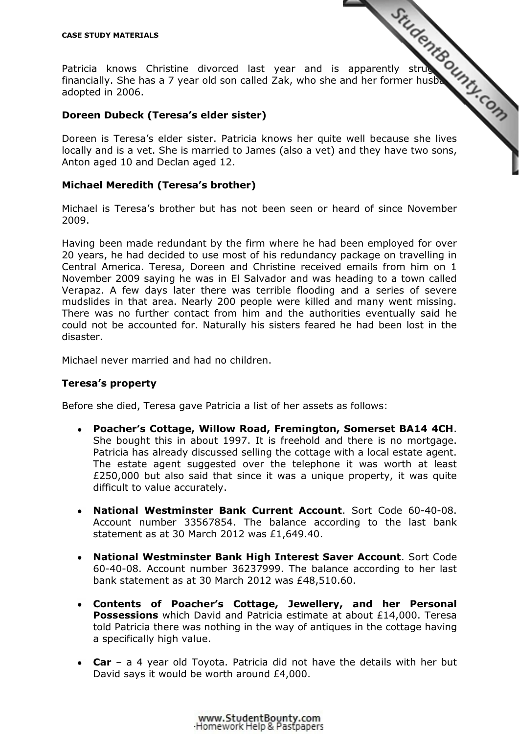Patricia knows Christine divorced last year and is apparently struggling financially. She has a 7 year old son called Zak, who she and her former husband adopted in 2006.

**Doreen Dubeck (Teresa's elder sister)**

Doreen is Teresa's elder sister. Patricia knows her quite well because she lives locally and is a vet. She is married to James (also a vet) and they have two sons, Anton aged 10 and Declan aged 12.

**Michael Meredith (Teresa's brother)**

Michael is Teresa's brother but has not been seen or heard of since November 2009.

Having been made redundant by the firm where he had been employed for over 20 years, he had decided to use most of his redundancy package on travelling in Central America. Teresa, Doreen and Christine received emails from him on 1 November 2009 saying he was in El Salvador and was heading to a town called Verapaz. A few days later there was terrible flooding and a series of severe mudslides in that area. Nearly 200 people were killed and many went missing. There was no further contact from him and the authorities eventually said he could not be accounted for. Naturally his sisters feared he had been lost in the disaster.

Michael never married and had no children.

**Teresa's property**

Before she died, Teresa gave Patricia a list of her assets as follows:

- **Poacher's Cottage, Willow Road, Fremington, Somerset BA14 4CH**. She bought this in about 1997. It is freehold and there is no mortgage. Patricia has already discussed selling the cottage with a local estate agent. The estate agent suggested over the telephone it was worth at least £250,000 but also said that since it was a unique property, it was quite difficult to value accurately.
- **National Westminster Bank Current Account**. Sort Code 60-40-08. Account number 33567854. The balance according to the last bank statement as at 30 March 2012 was £1,649.40.
- **National Westminster Bank High Interest Saver Account**. Sort Code 60-40-08. Account number 36237999. The balance according to her last bank statement as at 30 March 2012 was £48,510.60.
- **Contents of Poacher's Cottage, Jewellery, and her Personal Possessions** which David and Patricia estimate at about £14,000. Teresa told Patricia there was nothing in the way of antiques in the cottage having a specifically high value.
- **Car** – a 4 year old Toyota. Patricia did not have the details with her but David says it would be worth around £4,000.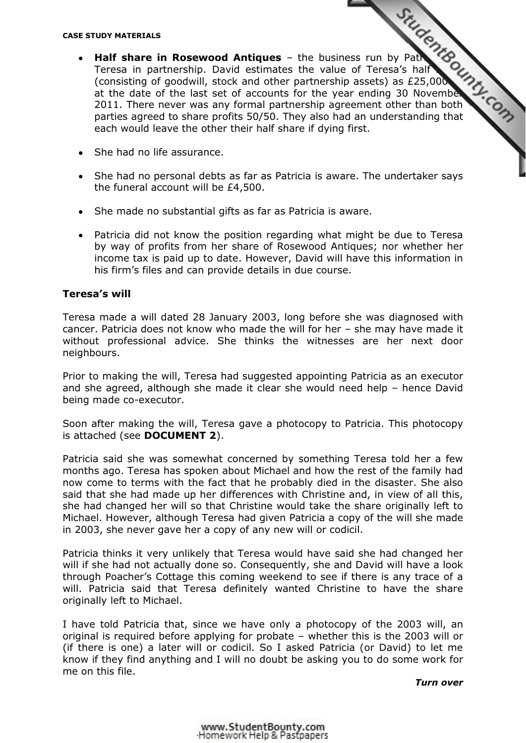- **Half share in Rosewood Antiques** – the business run by Patricia and Teresa in partnership. David estimates the value of Teresa's half share (consisting of goodwill, stock and other partnership assets) as £25,000 at the date of the last set of accounts for the year ending 30 November 2011. There never was any formal partnership agreement other than both parties agreed to share profits 50/50. They also had an understanding that each would leave the other their half share if dying first.

- She had no life assurance.

- She had no personal debts as far as Patricia is aware. The undertaker says the funeral account will be £4,500.

- She made no substantial gifts as far as Patricia is aware.

- Patricia did not know the position regarding what might be due to Teresa by way of profits from her share of Rosewood Antiques; nor whether her income tax is paid up to date. However, David will have this information in his firm's files and can provide details in due course.

**Teresa's will**

Teresa made a will dated 28 January 2003, long before she was diagnosed with cancer. Patricia does not know who made the will for her – she may have made it without professional advice. She thinks the witnesses are her next door neighbours.

Prior to making the will, Teresa had suggested appointing Patricia as an executor and she agreed, although she made it clear she would need help – hence David being made co-executor.

Soon after making the will, Teresa gave a photocopy to Patricia. This photocopy is attached (see **DOCUMENT 2**).

Patricia said she was somewhat concerned by something Teresa told her a few months ago. Teresa has spoken about Michael and how the rest of the family had now come to terms with the fact that he probably died in the disaster. She also said that she had made up her differences with Christine and, in view of all this, she had changed her will so that Christine would take the share originally left to Michael. However, although Teresa had given Patricia a copy of the will she made in 2003, she never gave her a copy of any new will or codicil.

Patricia thinks it very unlikely that Teresa would have said she had changed her will if she had not actually done so. Consequently, she and David will have a look through Poacher's Cottage this coming weekend to see if there is any trace of a will. Patricia said that Teresa definitely wanted Christine to have the share originally left to Michael.

I have told Patricia that, since we have only a photocopy of the 2003 will, an original is required before applying for probate – whether this is the 2003 will or (if there is one) a later will or codicil. So I asked Patricia (or David) to let me know if they find anything and I will no doubt be asking you to do some work for me on this file.

***Turn over***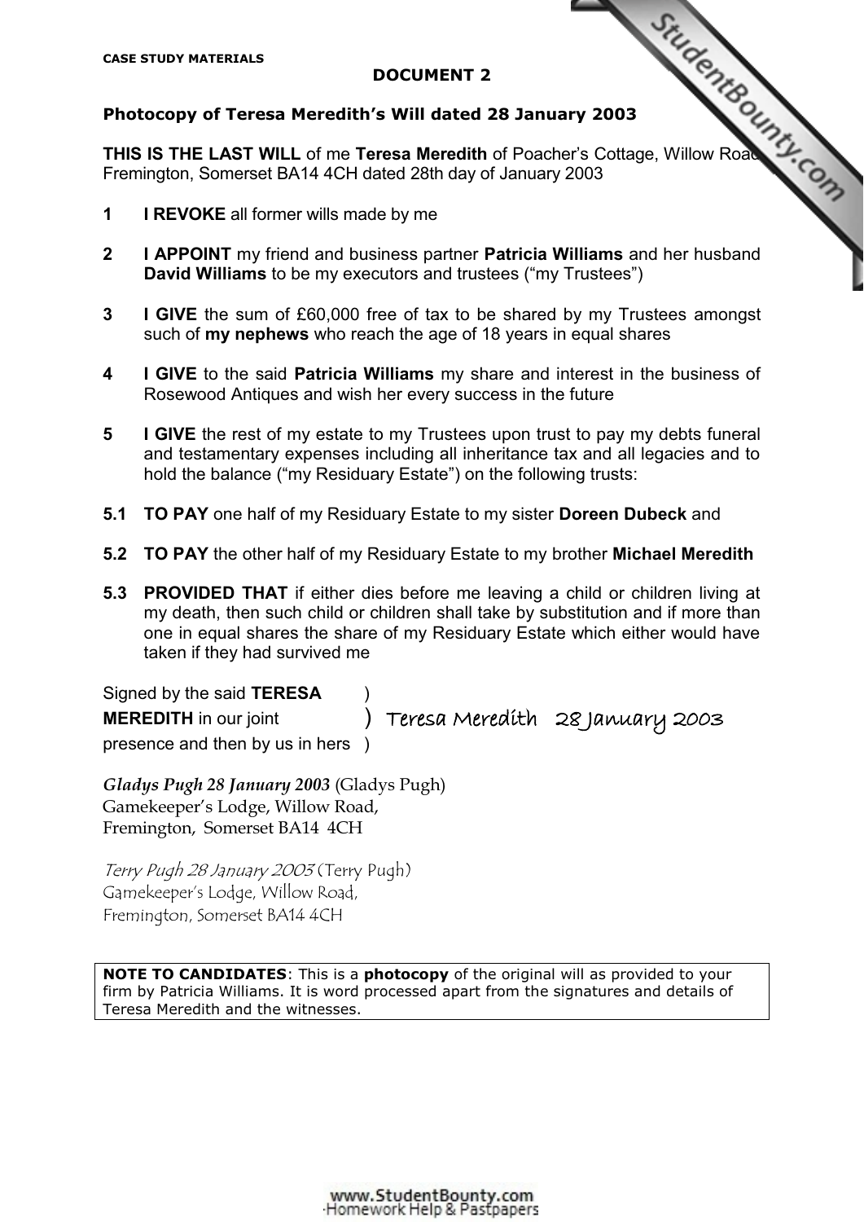CASE STUDY MATERIALS

**DOCUMENT 2**

**Photocopy of Teresa Meredith's Will dated 28 January 2003**

**THIS IS THE LAST WILL** of me **Teresa Meredith** of Poacher's Cottage, Willow Road, Fremington, Somerset BA14 4CH dated 28th day of January 2003

**1** **I REVOKE** all former wills made by me

**2** **I APPOINT** my friend and business partner **Patricia Williams** and her husband **David Williams** to be my executors and trustees ("my Trustees")

**3** **I GIVE** the sum of £60,000 free of tax to be shared by my Trustees amongst such of **my nephews** who reach the age of 18 years in equal shares

**4** **I GIVE** to the said **Patricia Williams** my share and interest in the business of Rosewood Antiques and wish her every success in the future

**5** **I GIVE** the rest of my estate to my Trustees upon trust to pay my debts funeral and testamentary expenses including all inheritance tax and all legacies and to hold the balance ("my Residuary Estate") on the following trusts:

**5.1** **TO PAY** one half of my Residuary Estate to my sister **Doreen Dubeck** and

**5.2** **TO PAY** the other half of my Residuary Estate to my brother **Michael Meredith**

**5.3** **PROVIDED THAT** if either dies before me leaving a child or children living at my death, then such child or children shall take by substitution and if more than one in equal shares the share of my Residuary Estate which either would have taken if they had survived me

Signed by the said **TERESA** )
**MEREDITH** in our joint ) Teresa Meredith 28 January 2003
presence and then by us in hers )

*Gladys Pugh 28 January 2003* (Gladys Pugh)
Gamekeeper's Lodge, Willow Road,
Fremington, Somerset BA14 4CH

*Terry Pugh 28 January 2003* (Terry Pugh)
Gamekeeper's Lodge, Willow Road,
Fremington, Somerset BA14 4CH

**NOTE TO CANDIDATES**: This is a **photocopy** of the original will as provided to your firm by Patricia Williams. It is word processed apart from the signatures and details of Teresa Meredith and the witnesses.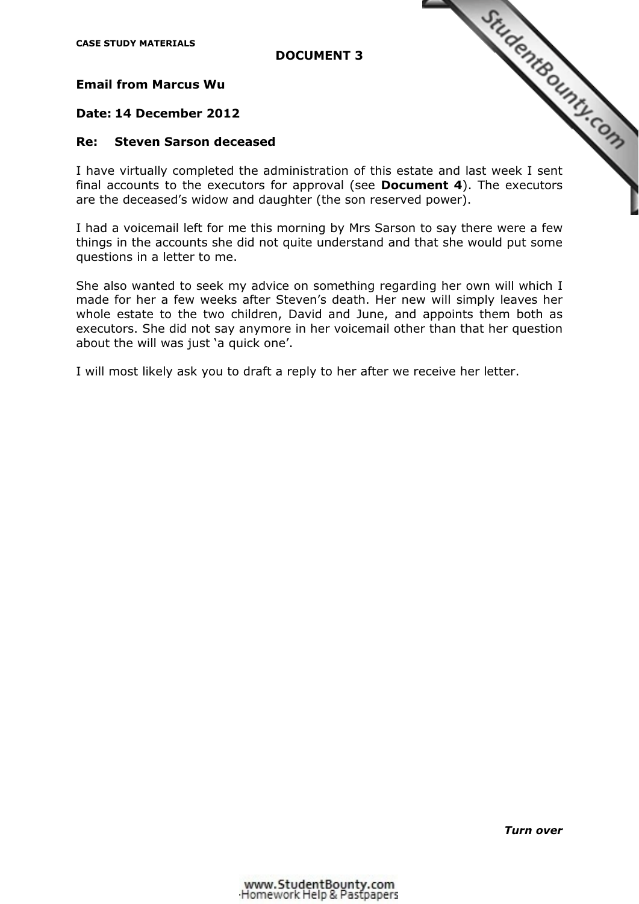**CASE STUDY MATERIALS**

**DOCUMENT 3**

**Email from Marcus Wu**

**Date: 14 December 2012**

**Re: Steven Sarson deceased**

I have virtually completed the administration of this estate and last week I sent final accounts to the executors for approval (see **Document 4**). The executors are the deceased's widow and daughter (the son reserved power).

I had a voicemail left for me this morning by Mrs Sarson to say there were a few things in the accounts she did not quite understand and that she would put some questions in a letter to me.

She also wanted to seek my advice on something regarding her own will which I made for her a few weeks after Steven's death. Her new will simply leaves her whole estate to the two children, David and June, and appoints them both as executors. She did not say anymore in her voicemail other than that her question about the will was just 'a quick one'.

I will most likely ask you to draft a reply to her after we receive her letter.

***Turn over***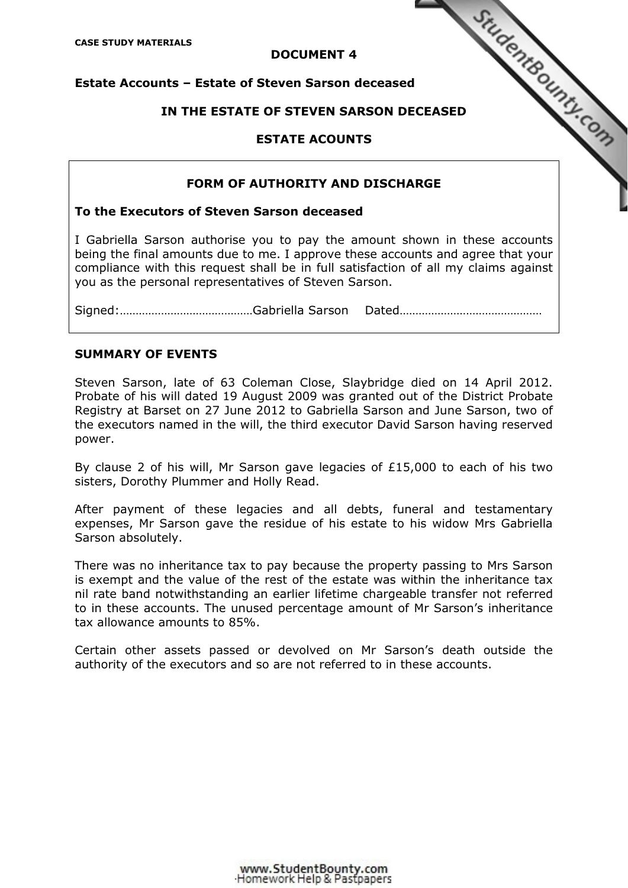**CASE STUDY MATERIALS**

**DOCUMENT 4**

**Estate Accounts – Estate of Steven Sarson deceased**

**IN THE ESTATE OF STEVEN SARSON DECEASED**

**ESTATE ACOUNTS**

**FORM OF AUTHORITY AND DISCHARGE**

**To the Executors of Steven Sarson deceased**

I Gabriella Sarson authorise you to pay the amount shown in these accounts being the final amounts due to me. I approve these accounts and agree that your compliance with this request shall be in full satisfaction of all my claims against you as the personal representatives of Steven Sarson.

Signed:……………………………………Gabriella Sarson    Dated………………………………………

**SUMMARY OF EVENTS**

Steven Sarson, late of 63 Coleman Close, Slaybridge died on 14 April 2012. Probate of his will dated 19 August 2009 was granted out of the District Probate Registry at Barset on 27 June 2012 to Gabriella Sarson and June Sarson, two of the executors named in the will, the third executor David Sarson having reserved power.

By clause 2 of his will, Mr Sarson gave legacies of £15,000 to each of his two sisters, Dorothy Plummer and Holly Read.

After payment of these legacies and all debts, funeral and testamentary expenses, Mr Sarson gave the residue of his estate to his widow Mrs Gabriella Sarson absolutely.

There was no inheritance tax to pay because the property passing to Mrs Sarson is exempt and the value of the rest of the estate was within the inheritance tax nil rate band notwithstanding an earlier lifetime chargeable transfer not referred to in these accounts. The unused percentage amount of Mr Sarson's inheritance tax allowance amounts to 85%.

Certain other assets passed or devolved on Mr Sarson's death outside the authority of the executors and so are not referred to in these accounts.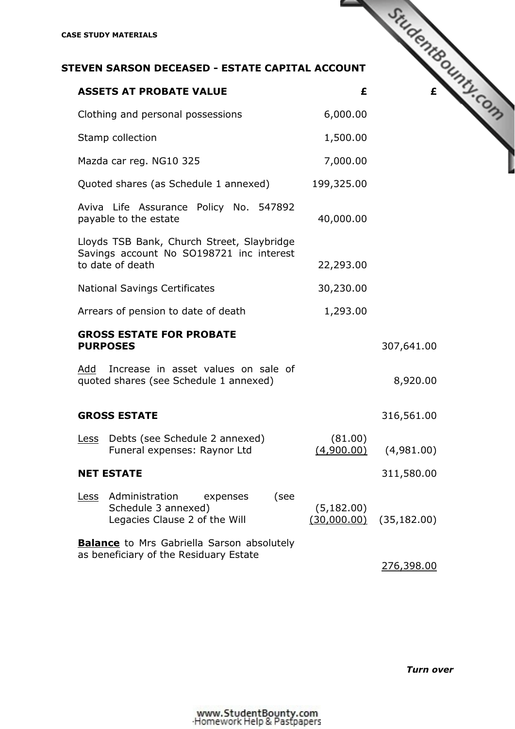**CASE STUDY MATERIALS**

## STEVEN SARSON DECEASED - ESTATE CAPITAL ACCOUNT

| **ASSETS AT PROBATE VALUE** | **£** | **£** |
|---|---|---|
| Clothing and personal possessions | 6,000.00 | |
| Stamp collection | 1,500.00 | |
| Mazda car reg. NG10 325 | 7,000.00 | |
| Quoted shares (as Schedule 1 annexed) | 199,325.00 | |
| Aviva Life Assurance Policy No. 547892 payable to the estate | 40,000.00 | |
| Lloyds TSB Bank, Church Street, Slaybridge Savings account No SO198721 inc interest to date of death | 22,293.00 | |
| National Savings Certificates | 30,230.00 | |
| Arrears of pension to date of death | 1,293.00 | |
| **GROSS ESTATE FOR PROBATE PURPOSES** | | 307,641.00 |
| Add Increase in asset values on sale of quoted shares (see Schedule 1 annexed) | | 8,920.00 |
| **GROSS ESTATE** | | 316,561.00 |
| Less Debts (see Schedule 2 annexed) | (81.00) | |
| Funeral expenses: Raynor Ltd | (4,900.00) | (4,981.00) |
| **NET ESTATE** | | 311,580.00 |
| Less Administration expenses (see Schedule 3 annexed) | (5,182.00) | |
| Legacies Clause 2 of the Will | (30,000.00) | (35,182.00) |
| **Balance** to Mrs Gabriella Sarson absolutely as beneficiary of the Residuary Estate | | 276,398.00 |

***Turn over***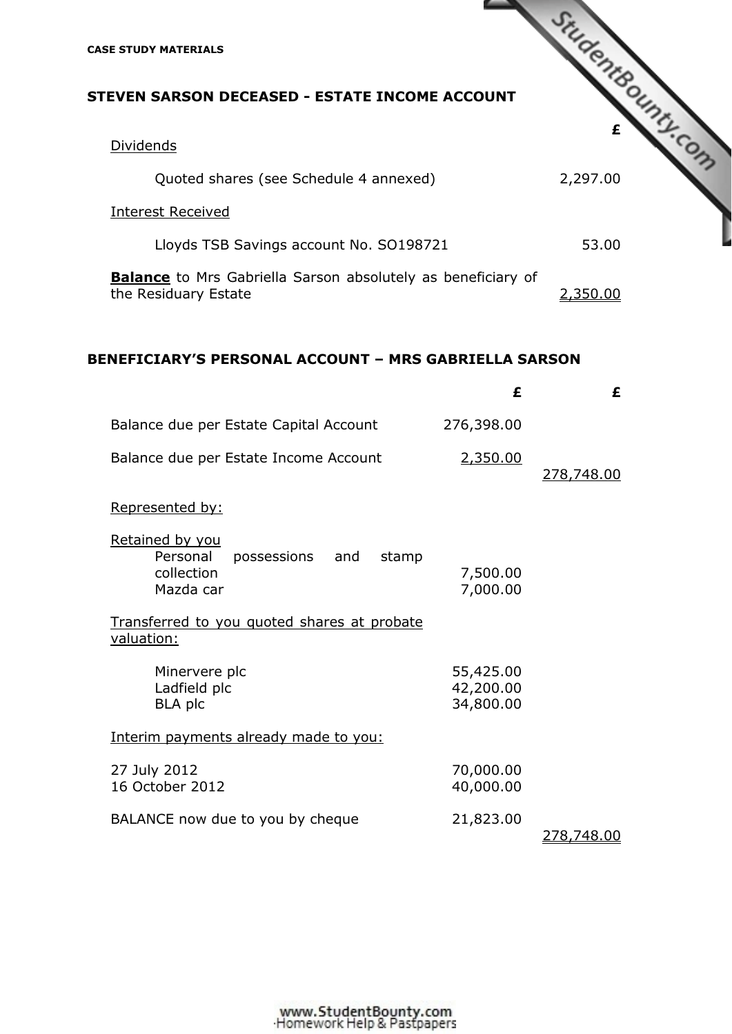CASE STUDY MATERIALS

## STEVEN SARSON DECEASED - ESTATE INCOME ACCOUNT

| | £ |
|---|---|
| Dividends | |
| Quoted shares (see Schedule 4 annexed) | 2,297.00 |
| Interest Received | |
| Lloyds TSB Savings account No. SO198721 | 53.00 |
| **Balance** to Mrs Gabriella Sarson absolutely as beneficiary of the Residuary Estate | 2,350.00 |

## BENEFICIARY'S PERSONAL ACCOUNT – MRS GABRIELLA SARSON

| | £ | £ |
|---|---|---|
| Balance due per Estate Capital Account | 276,398.00 | |
| Balance due per Estate Income Account | 2,350.00 | 278,748.00 |
| Represented by: | | |
| Retained by you | | |
| Personal possessions and stamp collection | 7,500.00 | |
| Mazda car | 7,000.00 | |
| Transferred to you quoted shares at probate valuation: | | |
| Minervere plc | 55,425.00 | |
| Ladfield plc | 42,200.00 | |
| BLA plc | 34,800.00 | |
| Interim payments already made to you: | | |
| 27 July 2012 | 70,000.00 | |
| 16 October 2012 | 40,000.00 | |
| BALANCE now due to you by cheque | 21,823.00 | 278,748.00 |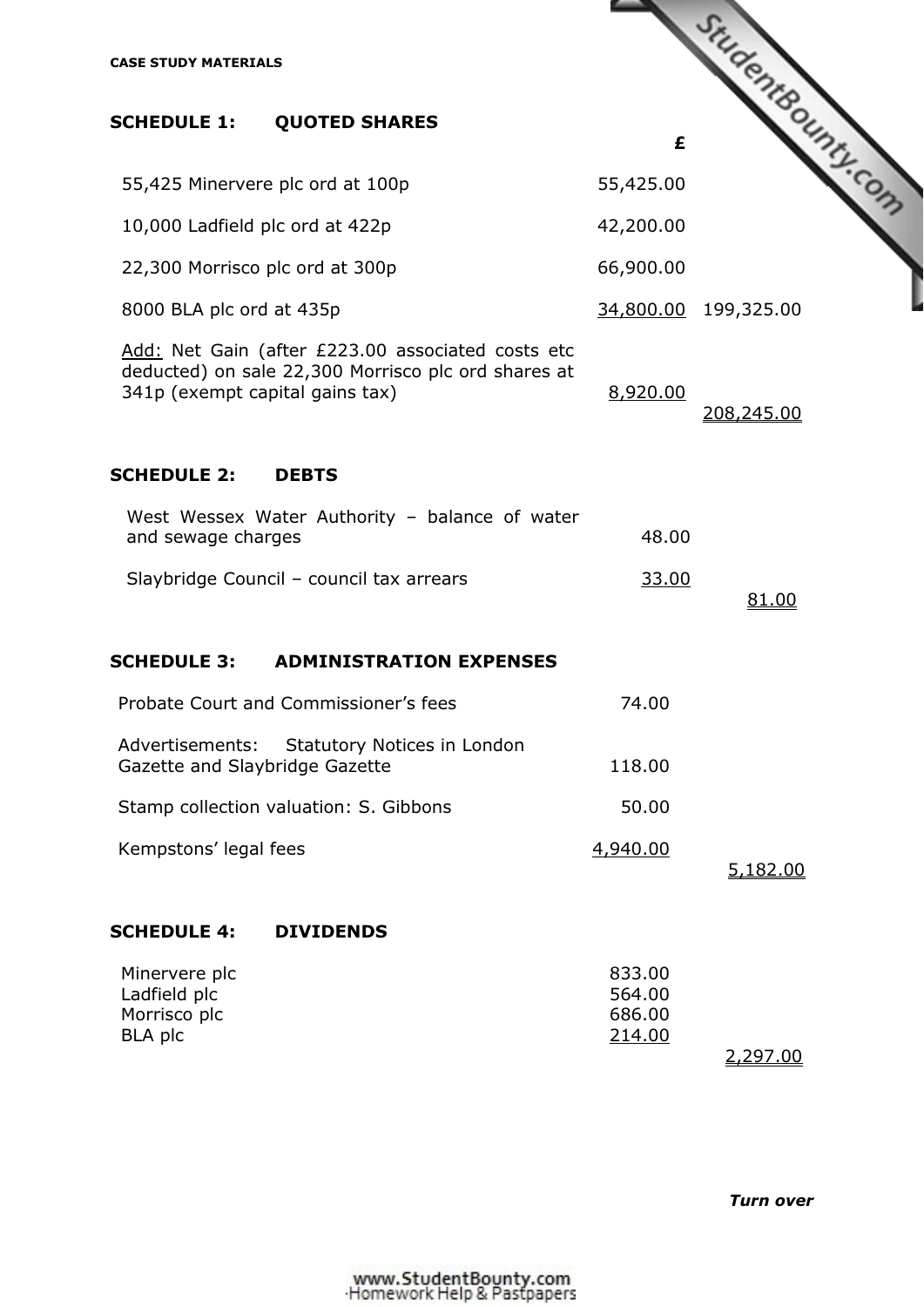**CASE STUDY MATERIALS**

## SCHEDULE 1: QUOTED SHARES

| | £ | |
|---|---|---|
| 55,425 Minervere plc ord at 100p | 55,425.00 | |
| 10,000 Ladfield plc ord at 422p | 42,200.00 | |
| 22,300 Morrisco plc ord at 300p | 66,900.00 | |
| 8000 BLA plc ord at 435p | 34,800.00 | 199,325.00 |
| Add: Net Gain (after £223.00 associated costs etc deducted) on sale 22,300 Morrisco plc ord shares at 341p (exempt capital gains tax) | 8,920.00 | |
| | | 208,245.00 |

## SCHEDULE 2: DEBTS

| | | |
|---|---|---|
| West Wessex Water Authority – balance of water and sewage charges | 48.00 | |
| Slaybridge Council – council tax arrears | 33.00 | |
| | | 81.00 |

## SCHEDULE 3: ADMINISTRATION EXPENSES

| | | |
|---|---|---|
| Probate Court and Commissioner's fees | 74.00 | |
| Advertisements: Statutory Notices in London Gazette and Slaybridge Gazette | 118.00 | |
| Stamp collection valuation: S. Gibbons | 50.00 | |
| Kempstons' legal fees | 4,940.00 | |
| | | 5,182.00 |

## SCHEDULE 4: DIVIDENDS

| | | |
|---|---|---|
| Minervere plc | 833.00 | |
| Ladfield plc | 564.00 | |
| Morrisco plc | 686.00 | |
| BLA plc | 214.00 | |
| | | 2,297.00 |

*Turn over*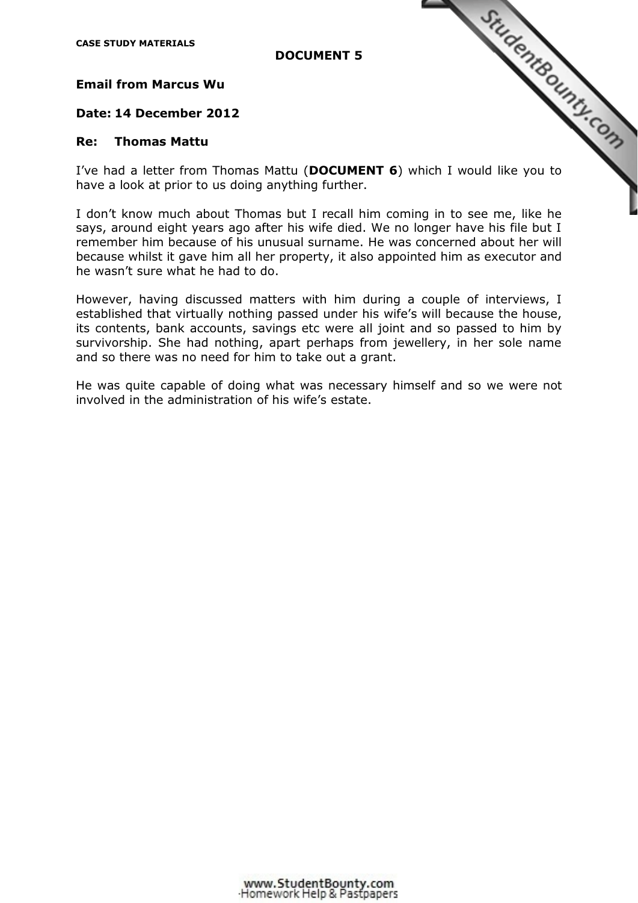**CASE STUDY MATERIALS**

**DOCUMENT 5**

**Email from Marcus Wu**

**Date: 14 December 2012**

**Re: Thomas Mattu**

I've had a letter from Thomas Mattu (**DOCUMENT 6**) which I would like you to have a look at prior to us doing anything further.

I don't know much about Thomas but I recall him coming in to see me, like he says, around eight years ago after his wife died. We no longer have his file but I remember him because of his unusual surname. He was concerned about her will because whilst it gave him all her property, it also appointed him as executor and he wasn't sure what he had to do.

However, having discussed matters with him during a couple of interviews, I established that virtually nothing passed under his wife's will because the house, its contents, bank accounts, savings etc were all joint and so passed to him by survivorship. She had nothing, apart perhaps from jewellery, in her sole name and so there was no need for him to take out a grant.

He was quite capable of doing what was necessary himself and so we were not involved in the administration of his wife's estate.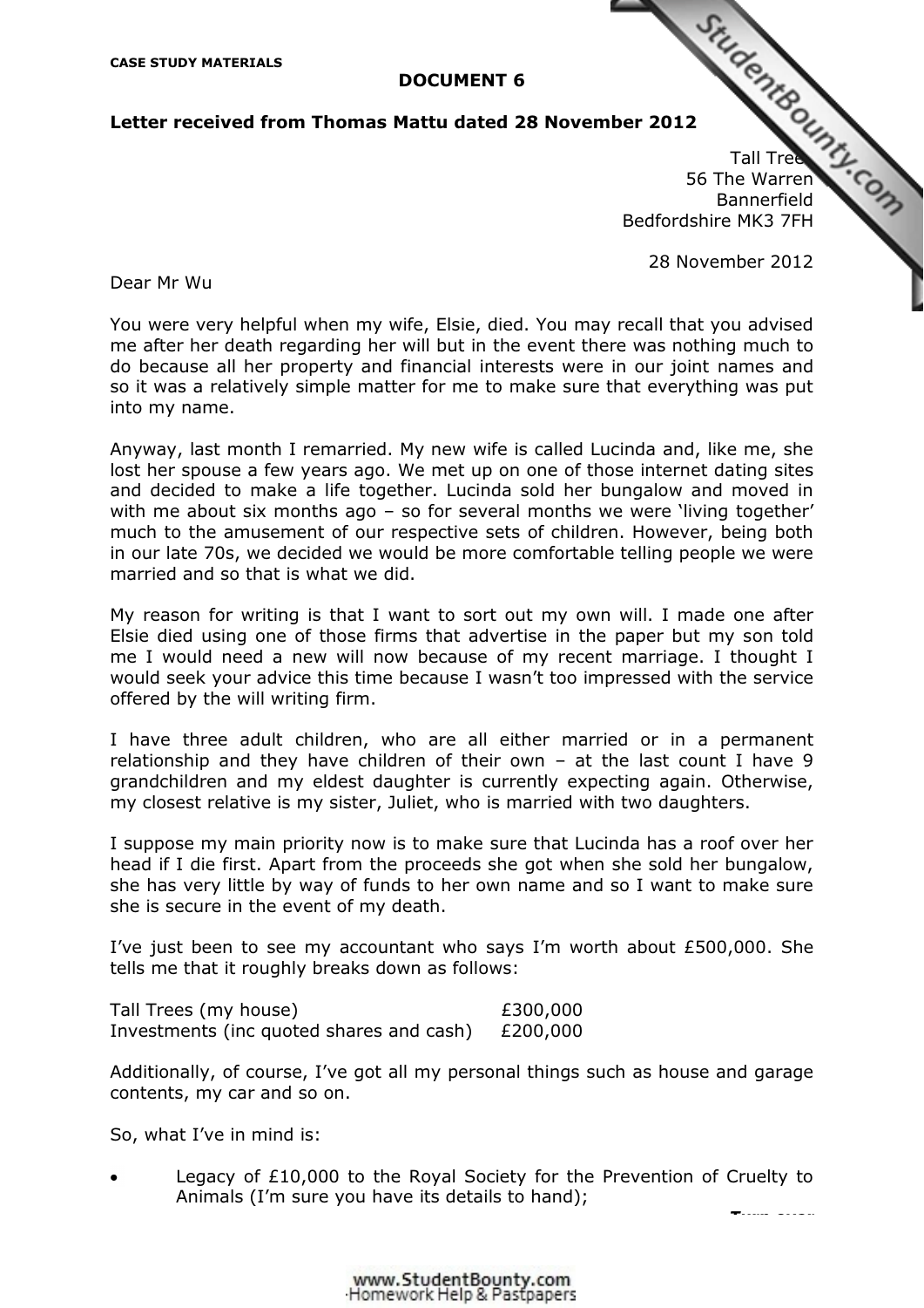**CASE STUDY MATERIALS**

**DOCUMENT 6**

**Letter received from Thomas Mattu dated 28 November 2012**

Tall Trees
56 The Warren
Bannerfield
Bedfordshire MK3 7FH

28 November 2012

Dear Mr Wu

You were very helpful when my wife, Elsie, died. You may recall that you advised me after her death regarding her will but in the event there was nothing much to do because all her property and financial interests were in our joint names and so it was a relatively simple matter for me to make sure that everything was put into my name.

Anyway, last month I remarried. My new wife is called Lucinda and, like me, she lost her spouse a few years ago. We met up on one of those internet dating sites and decided to make a life together. Lucinda sold her bungalow and moved in with me about six months ago – so for several months we were 'living together' much to the amusement of our respective sets of children. However, being both in our late 70s, we decided we would be more comfortable telling people we were married and so that is what we did.

My reason for writing is that I want to sort out my own will. I made one after Elsie died using one of those firms that advertise in the paper but my son told me I would need a new will now because of my recent marriage. I thought I would seek your advice this time because I wasn't too impressed with the service offered by the will writing firm.

I have three adult children, who are all either married or in a permanent relationship and they have children of their own – at the last count I have 9 grandchildren and my eldest daughter is currently expecting again. Otherwise, my closest relative is my sister, Juliet, who is married with two daughters.

I suppose my main priority now is to make sure that Lucinda has a roof over her head if I die first. Apart from the proceeds she got when she sold her bungalow, she has very little by way of funds to her own name and so I want to make sure she is secure in the event of my death.

I've just been to see my accountant who says I'm worth about £500,000. She tells me that it roughly breaks down as follows:

| | |
|---|---|
| Tall Trees (my house) | £300,000 |
| Investments (inc quoted shares and cash) | £200,000 |

Additionally, of course, I've got all my personal things such as house and garage contents, my car and so on.

So, what I've in mind is:

- Legacy of £10,000 to the Royal Society for the Prevention of Cruelty to Animals (I'm sure you have its details to hand);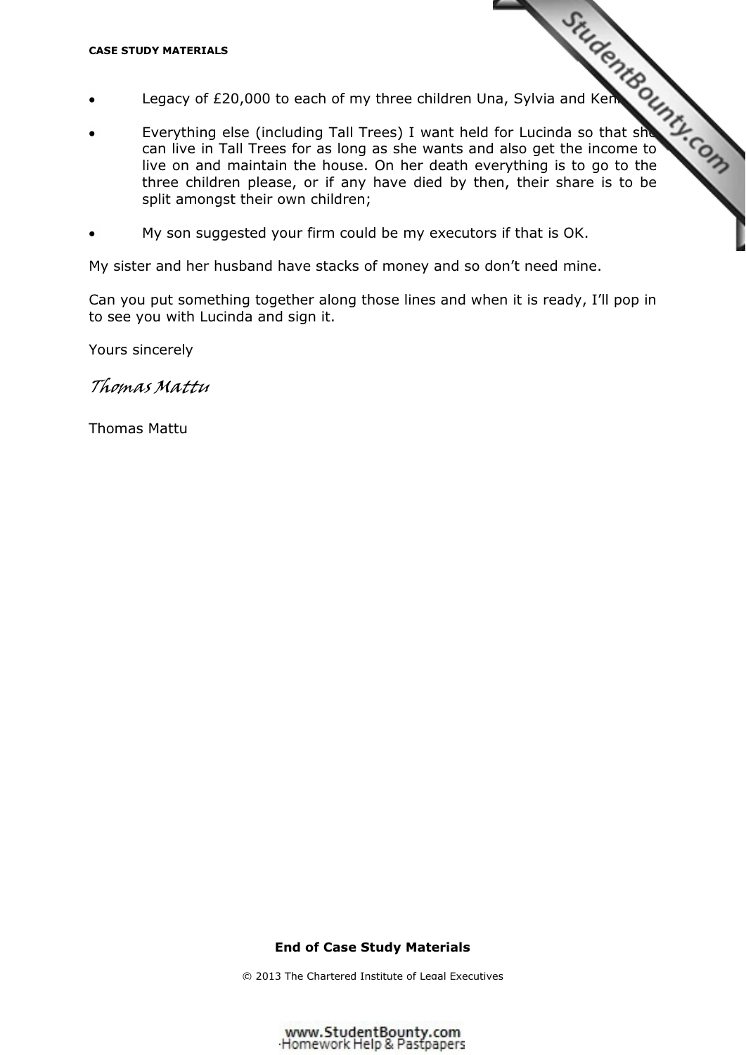- Legacy of £20,000 to each of my three children Una, Sylvia and Ken

- Everything else (including Tall Trees) I want held for Lucinda so that she can live in Tall Trees for as long as she wants and also get the income to live on and maintain the house. On her death everything is to go to the three children please, or if any have died by then, their share is to be split amongst their own children;

- My son suggested your firm could be my executors if that is OK.

My sister and her husband have stacks of money and so don't need mine.

Can you put something together along those lines and when it is ready, I'll pop in to see you with Lucinda and sign it.

Yours sincerely

*Thomas Mattu*

Thomas Mattu

**End of Case Study Materials**